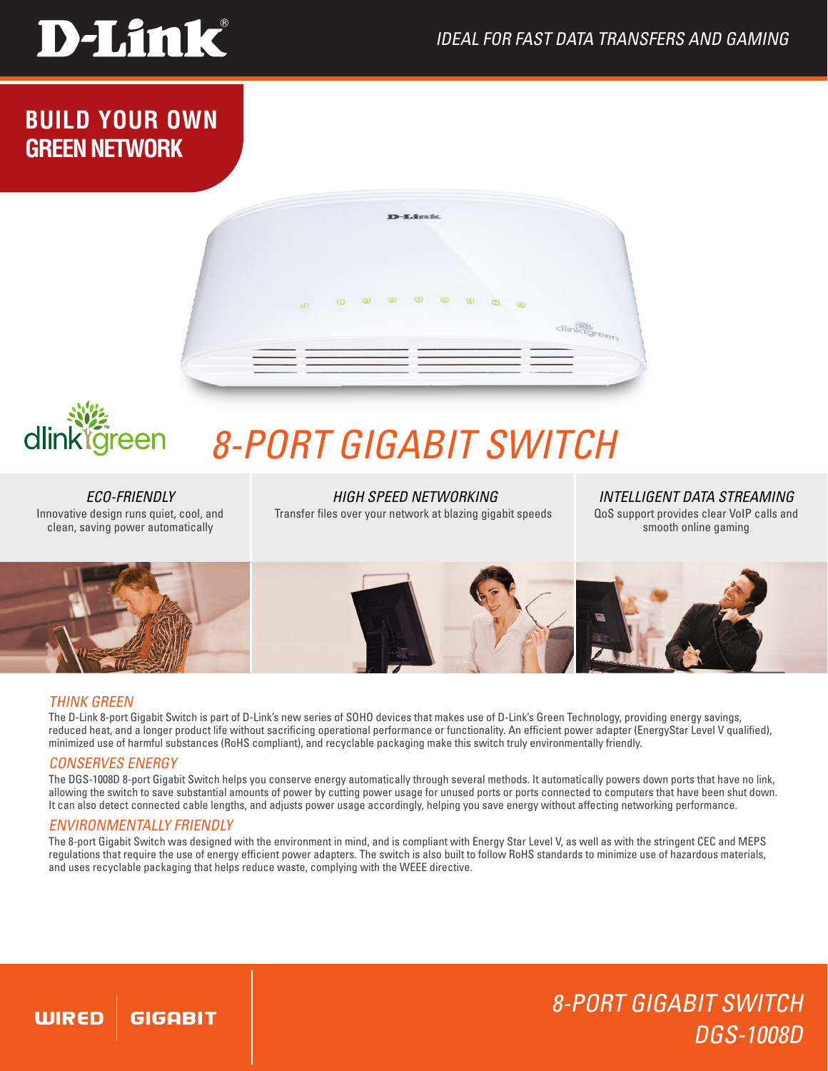D-Link

*IDEAL FOR FAST DATA TRANSFERS AND GAMING*

**BUILD YOUR OWN GREEN NETWORK**

dlink green

# 8-PORT GIGABIT SWITCH

### *ECO-FRIENDLY*
Innovative design runs quiet, cool, and clean, saving power automatically

### *HIGH SPEED NETWORKING*
Transfer files over your network at blazing gigabit speeds

### *INTELLIGENT DATA STREAMING*
QoS support provides clear VoIP calls and smooth online gaming

## *THINK GREEN*

The D-Link 8-port Gigabit Switch is part of D-Link's new series of SOHO devices that makes use of D-Link's Green Technology, providing energy savings, reduced heat, and a longer product life without sacrificing operational performance or functionality. An efficient power adapter (EnergyStar Level V qualified), minimized use of harmful substances (RoHS compliant), and recyclable packaging make this switch truly environmentally friendly.

## *CONSERVES ENERGY*

The DGS-1008D 8-port Gigabit Switch helps you conserve energy automatically through several methods. It automatically powers down ports that have no link, allowing the switch to save substantial amounts of power by cutting power usage for unused ports or ports connected to computers that have been shut down. It can also detect connected cable lengths, and adjusts power usage accordingly, helping you save energy without affecting networking performance.

## *ENVIRONMENTALLY FRIENDLY*

The 8-port Gigabit Switch was designed with the environment in mind, and is compliant with Energy Star Level V, as well as with the stringent CEC and MEPS regulations that require the use of energy efficient power adapters. The switch is also built to follow RoHS standards to minimize use of hazardous materials, and uses recyclable packaging that helps reduce waste, complying with the WEEE directive.

**WIRED | GIGABIT**

*8-PORT GIGABIT SWITCH*
*DGS-1008D*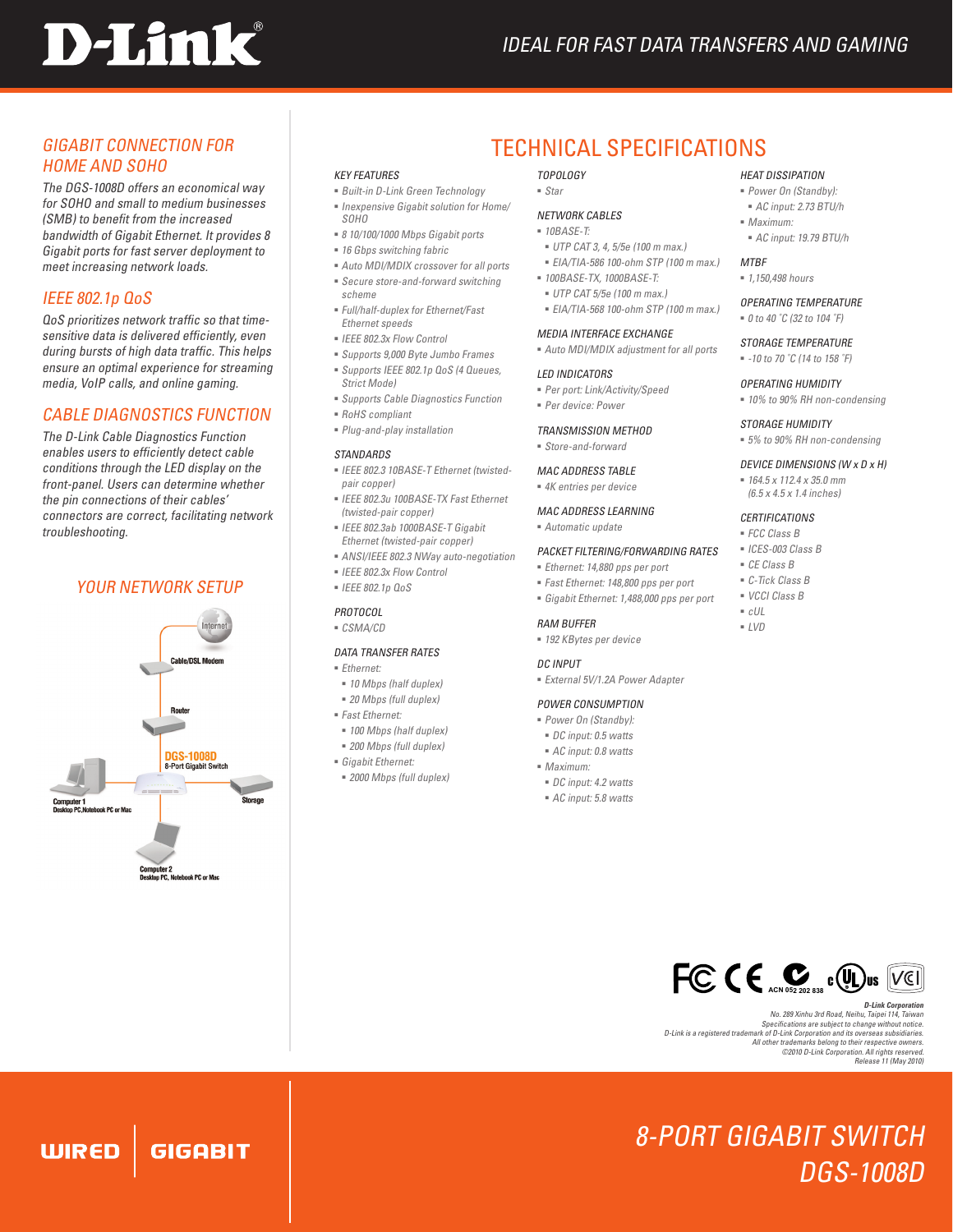# IDEAL FOR FAST DATA TRANSFERS AND GAMING

## GIGABIT CONNECTION FOR HOME AND SOHO

The DGS-1008D offers an economical way for SOHO and small to medium businesses (SMB) to benefit from the increased bandwidth of Gigabit Ethernet. It provides 8 Gigabit ports for fast server deployment to meet increasing network loads.

## IEEE 802.1p QoS

QoS prioritizes network traffic so that time-sensitive data is delivered efficiently, even during bursts of high data traffic. This helps ensure an optimal experience for streaming media, VoIP calls, and online gaming.

## CABLE DIAGNOSTICS FUNCTION

The D-Link Cable Diagnostics Function enables users to efficiently detect cable conditions through the LED display on the front-panel. Users can determine whether the pin connections of their cables' connectors are correct, facilitating network troubleshooting.

## YOUR NETWORK SETUP

Internet
Cable/DSL Modem
Router
DGS-1008D
8-Port Gigabit Switch
Computer 1
Desktop PC,Notebook PC or Mac
Storage
Computer 2
Desktop PC, Notebook PC or Mac

# TECHNICAL SPECIFICATIONS

### KEY FEATURES
- Built-in D-Link Green Technology
- Inexpensive Gigabit solution for Home/SOHO
- 8 10/100/1000 Mbps Gigabit ports
- 16 Gbps switching fabric
- Auto MDI/MDIX crossover for all ports
- Secure store-and-forward switching scheme
- Full/half-duplex for Ethernet/Fast Ethernet speeds
- IEEE 802.3x Flow Control
- Supports 9,000 Byte Jumbo Frames
- Supports IEEE 802.1p QoS (4 Queues, Strict Mode)
- Supports Cable Diagnostics Function
- RoHS compliant
- Plug-and-play installation

### STANDARDS
- IEEE 802.3 10BASE-T Ethernet (twisted-pair copper)
- IEEE 802.3u 100BASE-TX Fast Ethernet (twisted-pair copper)
- IEEE 802.3ab 1000BASE-T Gigabit Ethernet (twisted-pair copper)
- ANSI/IEEE 802.3 NWay auto-negotiation
- IEEE 802.3x Flow Control
- IEEE 802.1p QoS

### PROTOCOL
- CSMA/CD

### DATA TRANSFER RATES
- Ethernet:
  - 10 Mbps (half duplex)
  - 20 Mbps (full duplex)
- Fast Ethernet:
  - 100 Mbps (half duplex)
  - 200 Mbps (full duplex)
- Gigabit Ethernet:
  - 2000 Mbps (full duplex)

### TOPOLOGY
- Star

### NETWORK CABLES
- 10BASE-T:
  - UTP CAT 3, 4, 5/5e (100 m max.)
  - EIA/TIA-586 100-ohm STP (100 m max.)
- 100BASE-TX, 1000BASE-T:
  - UTP CAT 5/5e (100 m max.)
  - EIA/TIA-568 100-ohm STP (100 m max.)

### MEDIA INTERFACE EXCHANGE
- Auto MDI/MDIX adjustment for all ports

### LED INDICATORS
- Per port: Link/Activity/Speed
- Per device: Power

### TRANSMISSION METHOD
- Store-and-forward

### MAC ADDRESS TABLE
- 4K entries per device

### MAC ADDRESS LEARNING
- Automatic update

### PACKET FILTERING/FORWARDING RATES
- Ethernet: 14,880 pps per port
- Fast Ethernet: 148,800 pps per port
- Gigabit Ethernet: 1,488,000 pps per port

### RAM BUFFER
- 192 KBytes per device

### DC INPUT
- External 5V/1.2A Power Adapter

### POWER CONSUMPTION
- Power On (Standby):
  - DC input: 0.5 watts
  - AC input: 0.8 watts
- Maximum:
  - DC input: 4.2 watts
  - AC input: 5.8 watts

### HEAT DISSIPATION
- Power On (Standby):
  - AC input: 2.73 BTU/h
- Maximum:
  - AC input: 19.79 BTU/h

### MTBF
- 1,150,498 hours

### OPERATING TEMPERATURE
- 0 to 40 ˚C (32 to 104 ˚F)

### STORAGE TEMPERATURE
- -10 to 70 ˚C (14 to 158 ˚F)

### OPERATING HUMIDITY
- 10% to 90% RH non-condensing

### STORAGE HUMIDITY
- 5% to 90% RH non-condensing

### DEVICE DIMENSIONS (W x D x H)
- 164.5 x 112.4 x 35.0 mm (6.5 x 4.5 x 1.4 inches)

### CERTIFICATIONS
- FCC Class B
- ICES-003 Class B
- CE Class B
- C-Tick Class B
- VCCI Class B
- cUL
- LVD

ACN 052 202 838

**D-Link Corporation**
No. 289 Xinhu 3rd Road, Neihu, Taipei 114, Taiwan
Specifications are subject to change without notice.
D-Link is a registered trademark of D-Link Corporation and its overseas subsidiaries.
All other trademarks belong to their respective owners.
©2010 D-Link Corporation. All rights reserved.
Release 11 (May 2010)

WIRED | GIGABIT

# 8-PORT GIGABIT SWITCH DGS-1008D